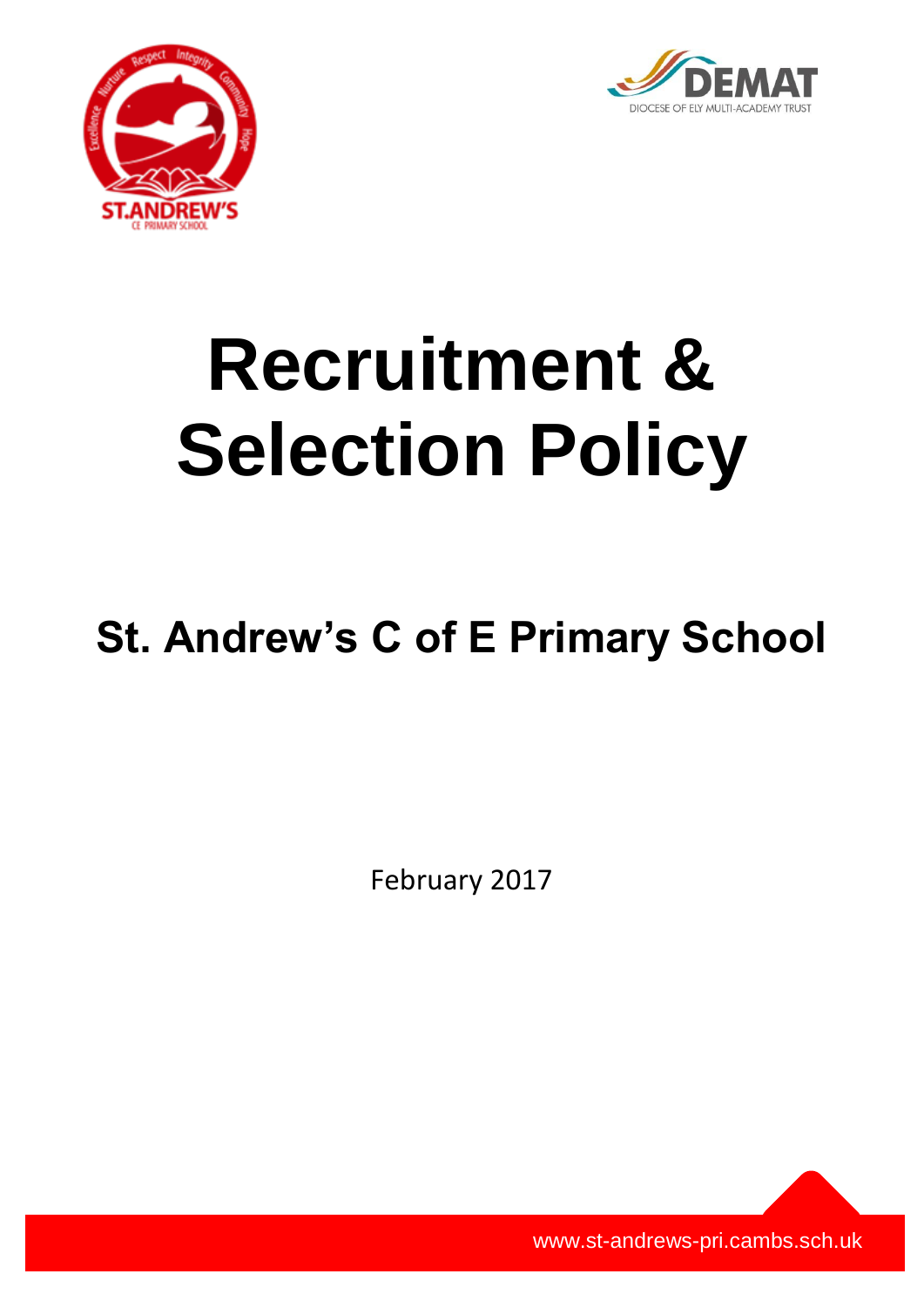# Recruitment & Selection Policy

## St. Andrew's C of E Primary School

February 2017

www.st-andrews-pri.cambs.sch.uk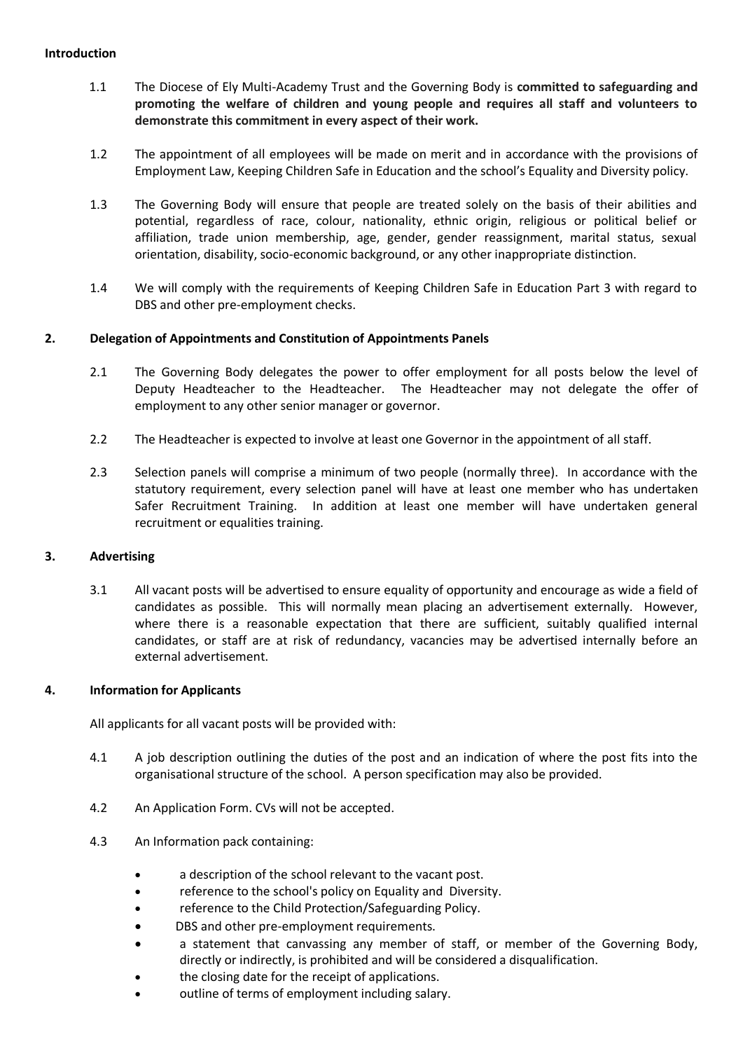## Introduction

1.1 The Diocese of Ely Multi-Academy Trust and the Governing Body is **committed to safeguarding and promoting the welfare of children and young people and requires all staff and volunteers to demonstrate this commitment in every aspect of their work.**

1.2 The appointment of all employees will be made on merit and in accordance with the provisions of Employment Law, Keeping Children Safe in Education and the school's Equality and Diversity policy.

1.3 The Governing Body will ensure that people are treated solely on the basis of their abilities and potential, regardless of race, colour, nationality, ethnic origin, religious or political belief or affiliation, trade union membership, age, gender, gender reassignment, marital status, sexual orientation, disability, socio-economic background, or any other inappropriate distinction.

1.4 We will comply with the requirements of Keeping Children Safe in Education Part 3 with regard to DBS and other pre-employment checks.

## 2. Delegation of Appointments and Constitution of Appointments Panels

2.1 The Governing Body delegates the power to offer employment for all posts below the level of Deputy Headteacher to the Headteacher. The Headteacher may not delegate the offer of employment to any other senior manager or governor.

2.2 The Headteacher is expected to involve at least one Governor in the appointment of all staff.

2.3 Selection panels will comprise a minimum of two people (normally three). In accordance with the statutory requirement, every selection panel will have at least one member who has undertaken Safer Recruitment Training. In addition at least one member will have undertaken general recruitment or equalities training.

## 3. Advertising

3.1 All vacant posts will be advertised to ensure equality of opportunity and encourage as wide a field of candidates as possible. This will normally mean placing an advertisement externally. However, where there is a reasonable expectation that there are sufficient, suitably qualified internal candidates, or staff are at risk of redundancy, vacancies may be advertised internally before an external advertisement.

## 4. Information for Applicants

All applicants for all vacant posts will be provided with:

4.1 A job description outlining the duties of the post and an indication of where the post fits into the organisational structure of the school. A person specification may also be provided.

4.2 An Application Form. CVs will not be accepted.

4.3 An Information pack containing:

- a description of the school relevant to the vacant post.
- reference to the school's policy on Equality and Diversity.
- reference to the Child Protection/Safeguarding Policy.
- DBS and other pre-employment requirements.
- a statement that canvassing any member of staff, or member of the Governing Body, directly or indirectly, is prohibited and will be considered a disqualification.
- the closing date for the receipt of applications.
- outline of terms of employment including salary.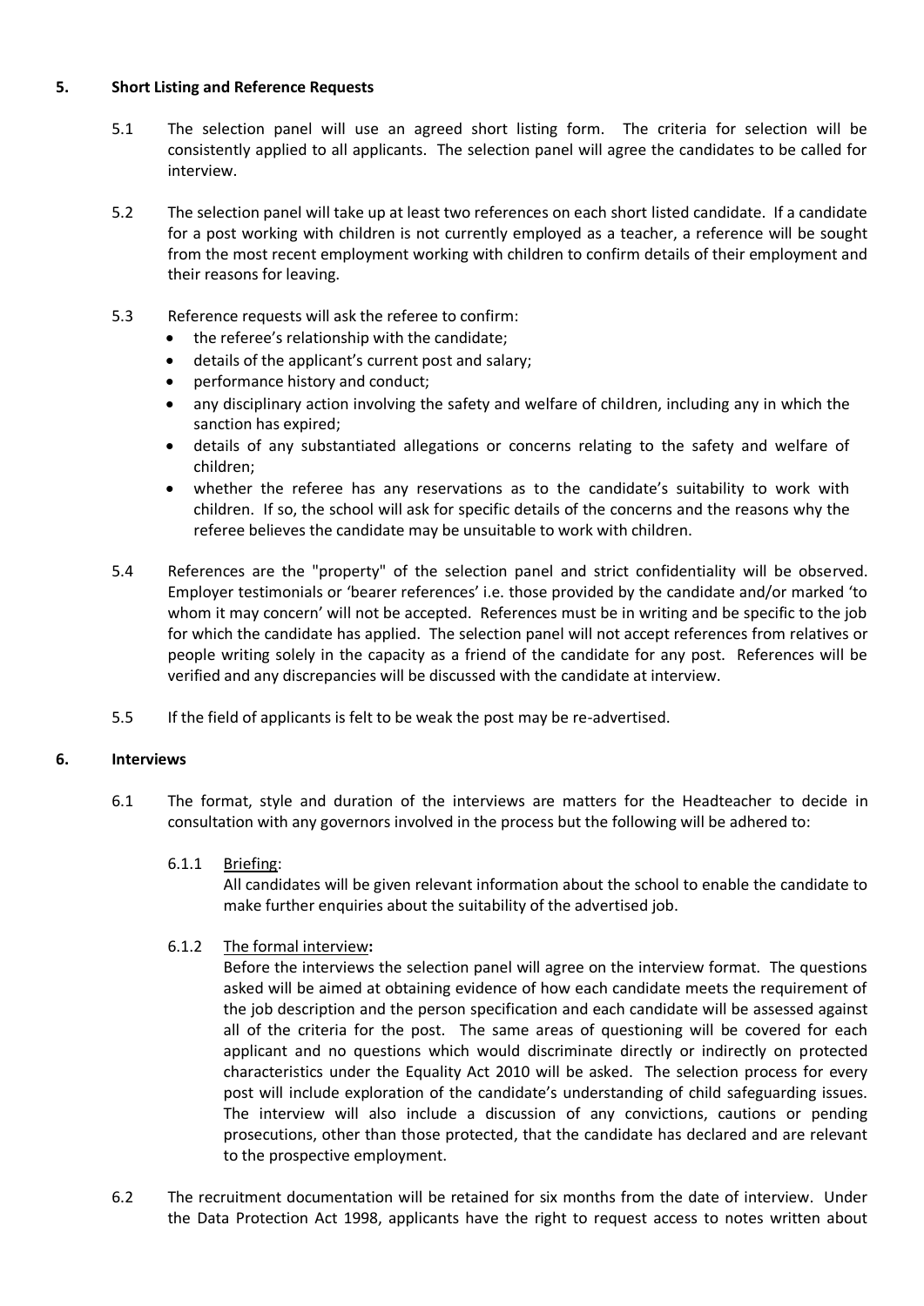## 5. Short Listing and Reference Requests

5.1 The selection panel will use an agreed short listing form. The criteria for selection will be consistently applied to all applicants. The selection panel will agree the candidates to be called for interview.

5.2 The selection panel will take up at least two references on each short listed candidate. If a candidate for a post working with children is not currently employed as a teacher, a reference will be sought from the most recent employment working with children to confirm details of their employment and their reasons for leaving.

5.3 Reference requests will ask the referee to confirm:

- the referee's relationship with the candidate;
- details of the applicant's current post and salary;
- performance history and conduct;
- any disciplinary action involving the safety and welfare of children, including any in which the sanction has expired;
- details of any substantiated allegations or concerns relating to the safety and welfare of children;
- whether the referee has any reservations as to the candidate's suitability to work with children. If so, the school will ask for specific details of the concerns and the reasons why the referee believes the candidate may be unsuitable to work with children.

5.4 References are the "property" of the selection panel and strict confidentiality will be observed. Employer testimonials or 'bearer references' i.e. those provided by the candidate and/or marked 'to whom it may concern' will not be accepted. References must be in writing and be specific to the job for which the candidate has applied. The selection panel will not accept references from relatives or people writing solely in the capacity as a friend of the candidate for any post. References will be verified and any discrepancies will be discussed with the candidate at interview.

5.5 If the field of applicants is felt to be weak the post may be re-advertised.

## 6. Interviews

6.1 The format, style and duration of the interviews are matters for the Headteacher to decide in consultation with any governors involved in the process but the following will be adhered to:

6.1.1 Briefing:
All candidates will be given relevant information about the school to enable the candidate to make further enquiries about the suitability of the advertised job.

6.1.2 The formal interview**:**
Before the interviews the selection panel will agree on the interview format. The questions asked will be aimed at obtaining evidence of how each candidate meets the requirement of the job description and the person specification and each candidate will be assessed against all of the criteria for the post. The same areas of questioning will be covered for each applicant and no questions which would discriminate directly or indirectly on protected characteristics under the Equality Act 2010 will be asked. The selection process for every post will include exploration of the candidate's understanding of child safeguarding issues. The interview will also include a discussion of any convictions, cautions or pending prosecutions, other than those protected, that the candidate has declared and are relevant to the prospective employment.

6.2 The recruitment documentation will be retained for six months from the date of interview. Under the Data Protection Act 1998, applicants have the right to request access to notes written about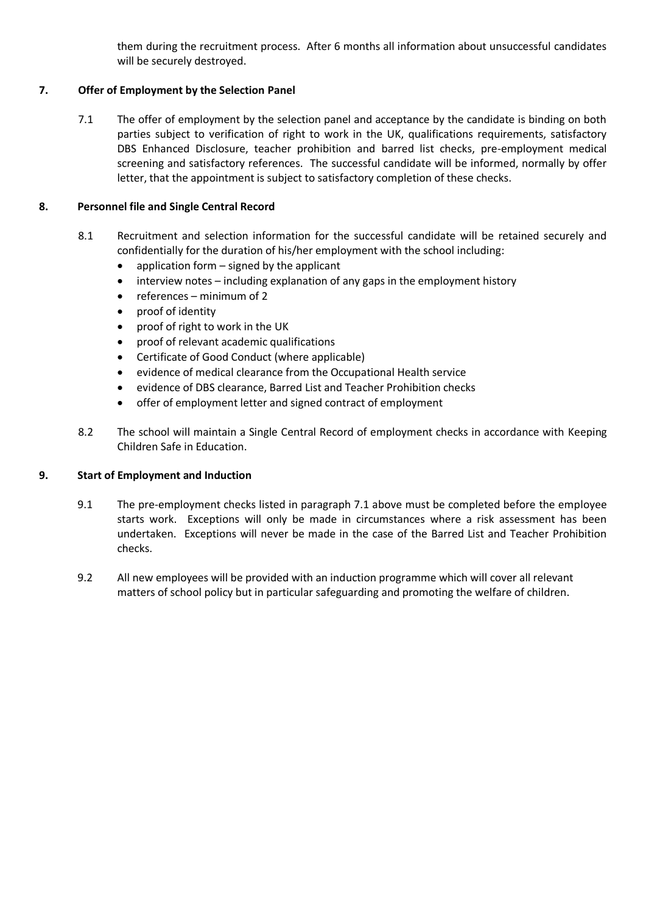them during the recruitment process. After 6 months all information about unsuccessful candidates will be securely destroyed.

## 7. Offer of Employment by the Selection Panel

7.1 The offer of employment by the selection panel and acceptance by the candidate is binding on both parties subject to verification of right to work in the UK, qualifications requirements, satisfactory DBS Enhanced Disclosure, teacher prohibition and barred list checks, pre-employment medical screening and satisfactory references. The successful candidate will be informed, normally by offer letter, that the appointment is subject to satisfactory completion of these checks.

## 8. Personnel file and Single Central Record

8.1 Recruitment and selection information for the successful candidate will be retained securely and confidentially for the duration of his/her employment with the school including:

- application form – signed by the applicant
- interview notes – including explanation of any gaps in the employment history
- references – minimum of 2
- proof of identity
- proof of right to work in the UK
- proof of relevant academic qualifications
- Certificate of Good Conduct (where applicable)
- evidence of medical clearance from the Occupational Health service
- evidence of DBS clearance, Barred List and Teacher Prohibition checks
- offer of employment letter and signed contract of employment

8.2 The school will maintain a Single Central Record of employment checks in accordance with Keeping Children Safe in Education.

## 9. Start of Employment and Induction

9.1 The pre-employment checks listed in paragraph 7.1 above must be completed before the employee starts work. Exceptions will only be made in circumstances where a risk assessment has been undertaken. Exceptions will never be made in the case of the Barred List and Teacher Prohibition checks.

9.2 All new employees will be provided with an induction programme which will cover all relevant matters of school policy but in particular safeguarding and promoting the welfare of children.